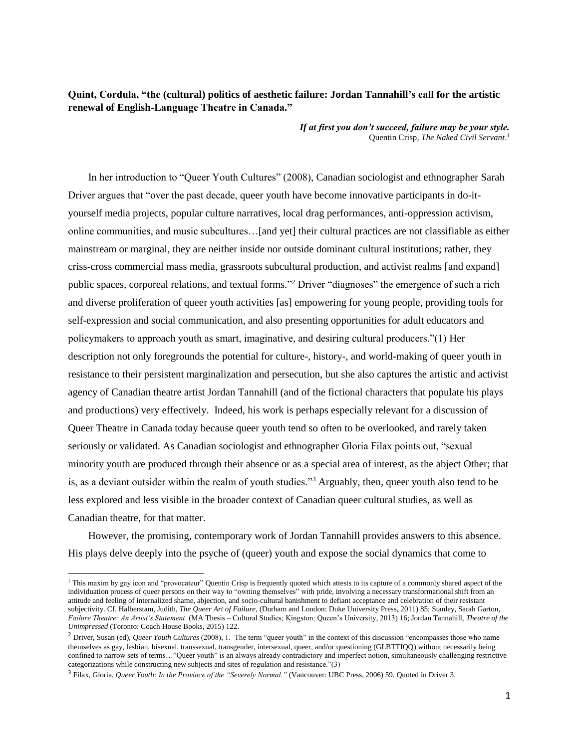**Quint, Cordula, "the (cultural) politics of aesthetic failure: Jordan Tannahill's call for the artistic renewal of English-Language Theatre in Canada."**

> ***If at first you don't succeed, failure may be your style.***
> Quentin Crisp, *The Naked Civil Servant*.[1]

In her introduction to "Queer Youth Cultures" (2008), Canadian sociologist and ethnographer Sarah Driver argues that "over the past decade, queer youth have become innovative participants in do-it-yourself media projects, popular culture narratives, local drag performances, anti-oppression activism, online communities, and music subcultures…[and yet] their cultural practices are not classifiable as either mainstream or marginal, they are neither inside nor outside dominant cultural institutions; rather, they criss-cross commercial mass media, grassroots subcultural production, and activist realms [and expand] public spaces, corporeal relations, and textual forms."[2] Driver "diagnoses" the emergence of such a rich and diverse proliferation of queer youth activities [as] empowering for young people, providing tools for self-expression and social communication, and also presenting opportunities for adult educators and policymakers to approach youth as smart, imaginative, and desiring cultural producers."(1) Her description not only foregrounds the potential for culture-, history-, and world-making of queer youth in resistance to their persistent marginalization and persecution, but she also captures the artistic and activist agency of Canadian theatre artist Jordan Tannahill (and of the fictional characters that populate his plays and productions) very effectively. Indeed, his work is perhaps especially relevant for a discussion of Queer Theatre in Canada today because queer youth tend so often to be overlooked, and rarely taken seriously or validated. As Canadian sociologist and ethnographer Gloria Filax points out, "sexual minority youth are produced through their absence or as a special area of interest, as the abject Other; that is, as a deviant outsider within the realm of youth studies."[3] Arguably, then, queer youth also tend to be less explored and less visible in the broader context of Canadian queer cultural studies, as well as Canadian theatre, for that matter.

However, the promising, contemporary work of Jordan Tannahill provides answers to this absence. His plays delve deeply into the psyche of (queer) youth and expose the social dynamics that come to

---

[1] This maxim by gay icon and "provocateur" Quentin Crisp is frequently quoted which attests to its capture of a commonly shared aspect of the individuation process of queer persons on their way to "owning themselves" with pride, involving a necessary transformational shift from an attitude and feeling of internalized shame, abjection, and socio-cultural banishment to defiant acceptance and celebration of their resistant subjectivity. Cf. Halberstam, Judith, *The Queer Art of Failure*, (Durham and London: Duke University Press, 2011) 85; Stanley, Sarah Garton, *Failure Theatre: An Artist's Statement* (MA Thesis – Cultural Studies; Kingston: Queen's University, 2013) 16; Jordan Tannahill, *Theatre of the Unimpressed* (Toronto: Coach House Books, 2015) 122.

[2] Driver, Susan (ed), *Queer Youth Cultures* (2008), 1. The term "queer youth" in the context of this discussion "encompasses those who name themselves as gay, lesbian, bisexual, transsexual, transgender, intersexual, queer, and/or questioning (GLBTTIQQ) without necessarily being confined to narrow sets of terms…"Queer youth" is an always already contradictory and imperfect notion, simultaneously challenging restrictive categorizations while constructing new subjects and sites of regulation and resistance."(3)

[3] Filax, Gloria, *Queer Youth: In the Province of the "Severely Normal."* (Vancouver: UBC Press, 2006) 59. Quoted in Driver 3.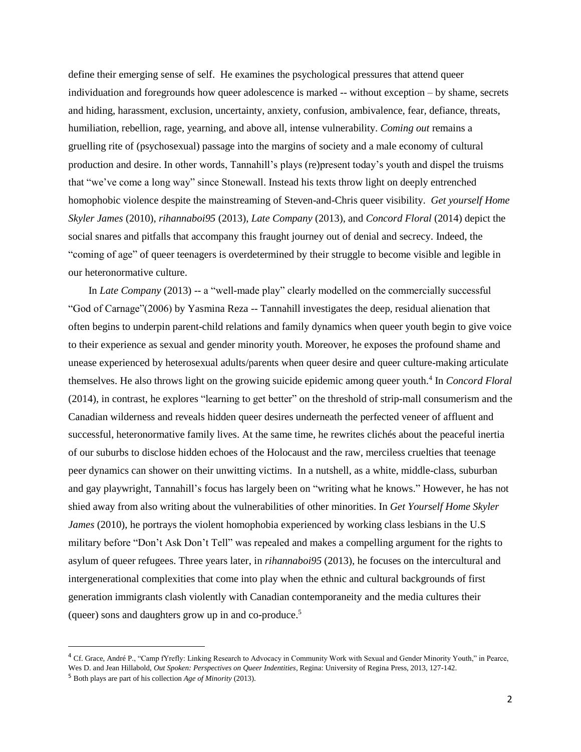define their emerging sense of self. He examines the psychological pressures that attend queer individuation and foregrounds how queer adolescence is marked -- without exception – by shame, secrets and hiding, harassment, exclusion, uncertainty, anxiety, confusion, ambivalence, fear, defiance, threats, humiliation, rebellion, rage, yearning, and above all, intense vulnerability. *Coming out* remains a gruelling rite of (psychosexual) passage into the margins of society and a male economy of cultural production and desire. In other words, Tannahill's plays (re)present today's youth and dispel the truisms that "we've come a long way" since Stonewall. Instead his texts throw light on deeply entrenched homophobic violence despite the mainstreaming of Steven-and-Chris queer visibility. *Get yourself Home Skyler James* (2010), *rihannaboi95* (2013), *Late Company* (2013), and *Concord Floral* (2014) depict the social snares and pitfalls that accompany this fraught journey out of denial and secrecy. Indeed, the "coming of age" of queer teenagers is overdetermined by their struggle to become visible and legible in our heteronormative culture.

In *Late Company* (2013) -- a "well-made play" clearly modelled on the commercially successful "God of Carnage"(2006) by Yasmina Reza -- Tannahill investigates the deep, residual alienation that often begins to underpin parent-child relations and family dynamics when queer youth begin to give voice to their experience as sexual and gender minority youth. Moreover, he exposes the profound shame and unease experienced by heterosexual adults/parents when queer desire and queer culture-making articulate themselves. He also throws light on the growing suicide epidemic among queer youth.[4] In *Concord Floral* (2014), in contrast, he explores "learning to get better" on the threshold of strip-mall consumerism and the Canadian wilderness and reveals hidden queer desires underneath the perfected veneer of affluent and successful, heteronormative family lives. At the same time, he rewrites clichés about the peaceful inertia of our suburbs to disclose hidden echoes of the Holocaust and the raw, merciless cruelties that teenage peer dynamics can shower on their unwitting victims. In a nutshell, as a white, middle-class, suburban and gay playwright, Tannahill's focus has largely been on "writing what he knows." However, he has not shied away from also writing about the vulnerabilities of other minorities. In *Get Yourself Home Skyler James* (2010), he portrays the violent homophobia experienced by working class lesbians in the U.S military before "Don't Ask Don't Tell" was repealed and makes a compelling argument for the rights to asylum of queer refugees. Three years later, in *rihannaboi95* (2013), he focuses on the intercultural and intergenerational complexities that come into play when the ethnic and cultural backgrounds of first generation immigrants clash violently with Canadian contemporaneity and the media cultures their (queer) sons and daughters grow up in and co-produce.[5]

---

[4] Cf. Grace, André P., "Camp fYrefly: Linking Research to Advocacy in Community Work with Sexual and Gender Minority Youth," in Pearce, Wes D. and Jean Hillabold, *Out Spoken: Perspectives on Queer Indentities*, Regina: University of Regina Press, 2013, 127-142.

[5] Both plays are part of his collection *Age of Minority* (2013).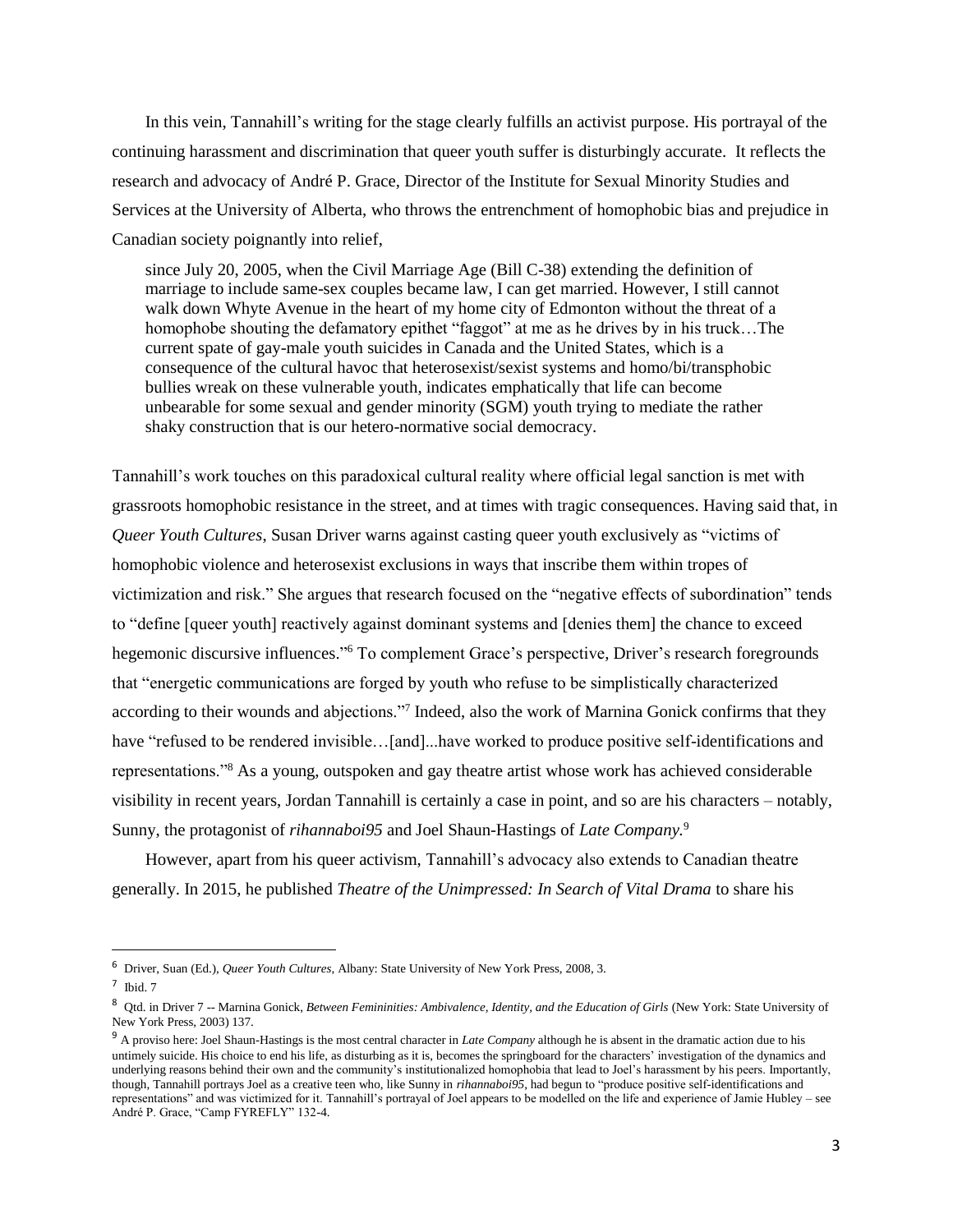In this vein, Tannahill's writing for the stage clearly fulfills an activist purpose. His portrayal of the continuing harassment and discrimination that queer youth suffer is disturbingly accurate. It reflects the research and advocacy of André P. Grace, Director of the Institute for Sexual Minority Studies and Services at the University of Alberta, who throws the entrenchment of homophobic bias and prejudice in Canadian society poignantly into relief,

> since July 20, 2005, when the Civil Marriage Age (Bill C-38) extending the definition of marriage to include same-sex couples became law, I can get married. However, I still cannot walk down Whyte Avenue in the heart of my home city of Edmonton without the threat of a homophobe shouting the defamatory epithet "faggot" at me as he drives by in his truck…The current spate of gay-male youth suicides in Canada and the United States, which is a consequence of the cultural havoc that heterosexist/sexist systems and homo/bi/transphobic bullies wreak on these vulnerable youth, indicates emphatically that life can become unbearable for some sexual and gender minority (SGM) youth trying to mediate the rather shaky construction that is our hetero-normative social democracy.

Tannahill's work touches on this paradoxical cultural reality where official legal sanction is met with grassroots homophobic resistance in the street, and at times with tragic consequences. Having said that, in *Queer Youth Cultures*, Susan Driver warns against casting queer youth exclusively as "victims of homophobic violence and heterosexist exclusions in ways that inscribe them within tropes of victimization and risk." She argues that research focused on the "negative effects of subordination" tends to "define [queer youth] reactively against dominant systems and [denies them] the chance to exceed hegemonic discursive influences."[6] To complement Grace's perspective, Driver's research foregrounds that "energetic communications are forged by youth who refuse to be simplistically characterized according to their wounds and abjections."[7] Indeed, also the work of Marnina Gonick confirms that they have "refused to be rendered invisible…[and]...have worked to produce positive self-identifications and representations."[8] As a young, outspoken and gay theatre artist whose work has achieved considerable visibility in recent years, Jordan Tannahill is certainly a case in point, and so are his characters – notably, Sunny, the protagonist of *rihannaboi95* and Joel Shaun-Hastings of *Late Company.*[9]

However, apart from his queer activism, Tannahill's advocacy also extends to Canadian theatre generally. In 2015, he published *Theatre of the Unimpressed: In Search of Vital Drama* to share his

---

[6] Driver, Suan (Ed.), *Queer Youth Cultures*, Albany: State University of New York Press, 2008, 3.

[7] Ibid. 7

[8] Qtd. in Driver 7 -- Marnina Gonick, *Between Femininities: Ambivalence, Identity, and the Education of Girls* (New York: State University of New York Press, 2003) 137.

[9] A proviso here: Joel Shaun-Hastings is the most central character in *Late Company* although he is absent in the dramatic action due to his untimely suicide. His choice to end his life, as disturbing as it is, becomes the springboard for the characters' investigation of the dynamics and underlying reasons behind their own and the community's institutionalized homophobia that lead to Joel's harassment by his peers. Importantly, though, Tannahill portrays Joel as a creative teen who, like Sunny in *rihannaboi95*, had begun to "produce positive self-identifications and representations" and was victimized for it. Tannahill's portrayal of Joel appears to be modelled on the life and experience of Jamie Hubley – see André P. Grace, "Camp FYREFLY" 132-4.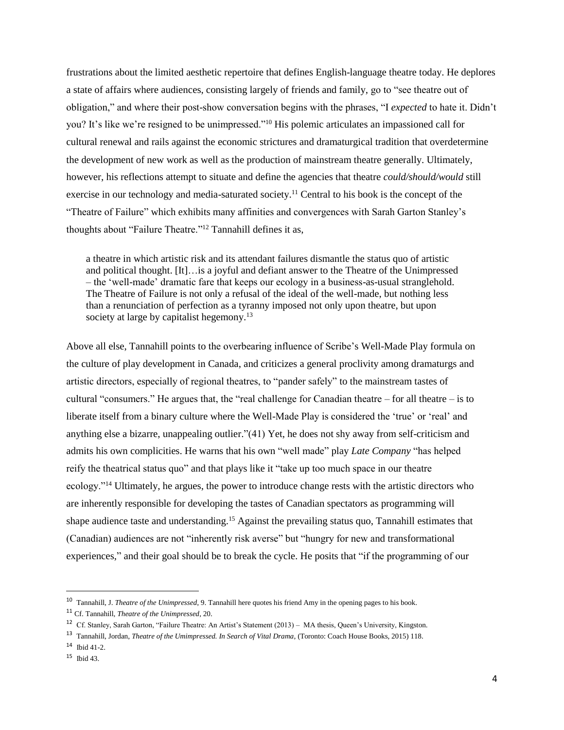frustrations about the limited aesthetic repertoire that defines English-language theatre today. He deplores a state of affairs where audiences, consisting largely of friends and family, go to "see theatre out of obligation," and where their post-show conversation begins with the phrases, "I *expected* to hate it. Didn't you? It's like we're resigned to be unimpressed."[10] His polemic articulates an impassioned call for cultural renewal and rails against the economic strictures and dramaturgical tradition that overdetermine the development of new work as well as the production of mainstream theatre generally. Ultimately, however, his reflections attempt to situate and define the agencies that theatre *could/should/would* still exercise in our technology and media-saturated society.[11] Central to his book is the concept of the "Theatre of Failure" which exhibits many affinities and convergences with Sarah Garton Stanley's thoughts about "Failure Theatre."[12] Tannahill defines it as,

> a theatre in which artistic risk and its attendant failures dismantle the status quo of artistic and political thought. [It]…is a joyful and defiant answer to the Theatre of the Unimpressed – the 'well-made' dramatic fare that keeps our ecology in a business-as-usual stranglehold. The Theatre of Failure is not only a refusal of the ideal of the well-made, but nothing less than a renunciation of perfection as a tyranny imposed not only upon theatre, but upon society at large by capitalist hegemony.[13]

Above all else, Tannahill points to the overbearing influence of Scribe's Well-Made Play formula on the culture of play development in Canada, and criticizes a general proclivity among dramaturgs and artistic directors, especially of regional theatres, to "pander safely" to the mainstream tastes of cultural "consumers." He argues that, the "real challenge for Canadian theatre – for all theatre – is to liberate itself from a binary culture where the Well-Made Play is considered the 'true' or 'real' and anything else a bizarre, unappealing outlier."(41) Yet, he does not shy away from self-criticism and admits his own complicities. He warns that his own "well made" play *Late Company* "has helped reify the theatrical status quo" and that plays like it "take up too much space in our theatre ecology."[14] Ultimately, he argues, the power to introduce change rests with the artistic directors who are inherently responsible for developing the tastes of Canadian spectators as programming will shape audience taste and understanding.[15] Against the prevailing status quo, Tannahill estimates that (Canadian) audiences are not "inherently risk averse" but "hungry for new and transformational experiences," and their goal should be to break the cycle. He posits that "if the programming of our

---

[10] Tannahill, J. *Theatre of the Unimpressed*, 9. Tannahill here quotes his friend Amy in the opening pages to his book.

[11] Cf. Tannahill, *Theatre of the Unimpressed*, 20.

[12] Cf. Stanley, Sarah Garton, "Failure Theatre: An Artist's Statement (2013) – MA thesis, Queen's University, Kingston.

[13] Tannahill, Jordan, *Theatre of the Umimpressed. In Search of Vital Drama*, (Toronto: Coach House Books, 2015) 118.

[14] Ibid 41-2.

[15] Ibid 43.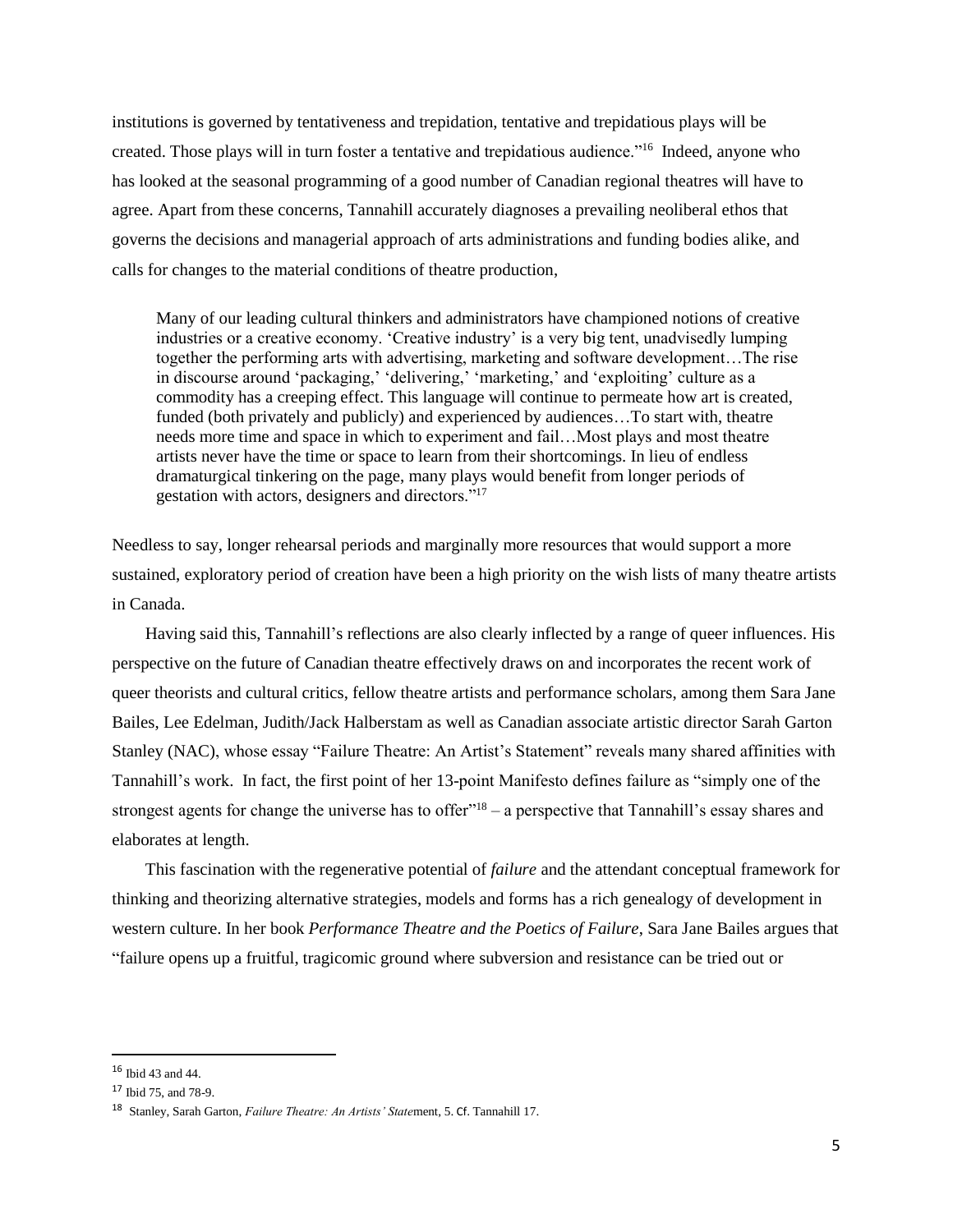institutions is governed by tentativeness and trepidation, tentative and trepidatious plays will be created. Those plays will in turn foster a tentative and trepidatious audience."[16] Indeed, anyone who has looked at the seasonal programming of a good number of Canadian regional theatres will have to agree. Apart from these concerns, Tannahill accurately diagnoses a prevailing neoliberal ethos that governs the decisions and managerial approach of arts administrations and funding bodies alike, and calls for changes to the material conditions of theatre production,

> Many of our leading cultural thinkers and administrators have championed notions of creative industries or a creative economy. 'Creative industry' is a very big tent, unadvisedly lumping together the performing arts with advertising, marketing and software development…The rise in discourse around 'packaging,' 'delivering,' 'marketing,' and 'exploiting' culture as a commodity has a creeping effect. This language will continue to permeate how art is created, funded (both privately and publicly) and experienced by audiences…To start with, theatre needs more time and space in which to experiment and fail…Most plays and most theatre artists never have the time or space to learn from their shortcomings. In lieu of endless dramaturgical tinkering on the page, many plays would benefit from longer periods of gestation with actors, designers and directors."[17]

Needless to say, longer rehearsal periods and marginally more resources that would support a more sustained, exploratory period of creation have been a high priority on the wish lists of many theatre artists in Canada.

Having said this, Tannahill's reflections are also clearly inflected by a range of queer influences. His perspective on the future of Canadian theatre effectively draws on and incorporates the recent work of queer theorists and cultural critics, fellow theatre artists and performance scholars, among them Sara Jane Bailes, Lee Edelman, Judith/Jack Halberstam as well as Canadian associate artistic director Sarah Garton Stanley (NAC), whose essay "Failure Theatre: An Artist's Statement" reveals many shared affinities with Tannahill's work. In fact, the first point of her 13-point Manifesto defines failure as "simply one of the strongest agents for change the universe has to offer"[18] – a perspective that Tannahill's essay shares and elaborates at length.

This fascination with the regenerative potential of *failure* and the attendant conceptual framework for thinking and theorizing alternative strategies, models and forms has a rich genealogy of development in western culture. In her book *Performance Theatre and the Poetics of Failure*, Sara Jane Bailes argues that "failure opens up a fruitful, tragicomic ground where subversion and resistance can be tried out or

---

[16] Ibid 43 and 44.

[17] Ibid 75, and 78-9.

[18] Stanley, Sarah Garton, *Failure Theatre: An Artists' State*ment, 5. Cf. Tannahill 17.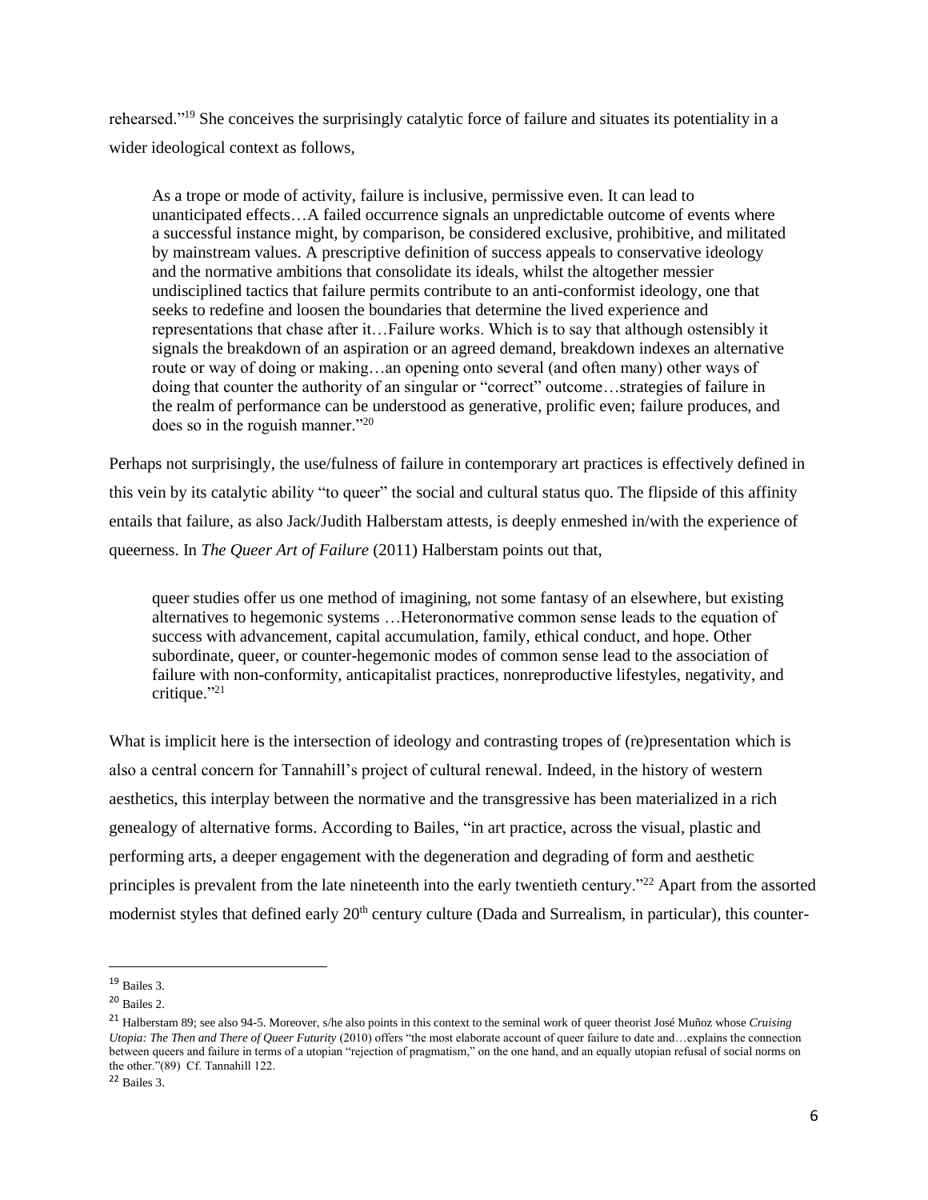rehearsed."[19] She conceives the surprisingly catalytic force of failure and situates its potentiality in a wider ideological context as follows,

> As a trope or mode of activity, failure is inclusive, permissive even. It can lead to unanticipated effects…A failed occurrence signals an unpredictable outcome of events where a successful instance might, by comparison, be considered exclusive, prohibitive, and militated by mainstream values. A prescriptive definition of success appeals to conservative ideology and the normative ambitions that consolidate its ideals, whilst the altogether messier undisciplined tactics that failure permits contribute to an anti-conformist ideology, one that seeks to redefine and loosen the boundaries that determine the lived experience and representations that chase after it…Failure works. Which is to say that although ostensibly it signals the breakdown of an aspiration or an agreed demand, breakdown indexes an alternative route or way of doing or making…an opening onto several (and often many) other ways of doing that counter the authority of an singular or "correct" outcome…strategies of failure in the realm of performance can be understood as generative, prolific even; failure produces, and does so in the roguish manner."[20]

Perhaps not surprisingly, the use/fulness of failure in contemporary art practices is effectively defined in this vein by its catalytic ability "to queer" the social and cultural status quo. The flipside of this affinity entails that failure, as also Jack/Judith Halberstam attests, is deeply enmeshed in/with the experience of queerness. In *The Queer Art of Failure* (2011) Halberstam points out that,

> queer studies offer us one method of imagining, not some fantasy of an elsewhere, but existing alternatives to hegemonic systems …Heteronormative common sense leads to the equation of success with advancement, capital accumulation, family, ethical conduct, and hope. Other subordinate, queer, or counter-hegemonic modes of common sense lead to the association of failure with non-conformity, anticapitalist practices, nonreproductive lifestyles, negativity, and critique."[21]

What is implicit here is the intersection of ideology and contrasting tropes of (re)presentation which is also a central concern for Tannahill's project of cultural renewal. Indeed, in the history of western aesthetics, this interplay between the normative and the transgressive has been materialized in a rich genealogy of alternative forms. According to Bailes, "in art practice, across the visual, plastic and performing arts, a deeper engagement with the degeneration and degrading of form and aesthetic principles is prevalent from the late nineteenth into the early twentieth century."[22] Apart from the assorted modernist styles that defined early 20th century culture (Dada and Surrealism, in particular), this counter-

---

[19] Bailes 3.

[20] Bailes 2.

[21] Halberstam 89; see also 94-5. Moreover, s/he also points in this context to the seminal work of queer theorist José Muñoz whose *Cruising Utopia: The Then and There of Queer Futurity* (2010) offers "the most elaborate account of queer failure to date and…explains the connection between queers and failure in terms of a utopian "rejection of pragmatism," on the one hand, and an equally utopian refusal of social norms on the other."(89) Cf. Tannahill 122.

[22] Bailes 3.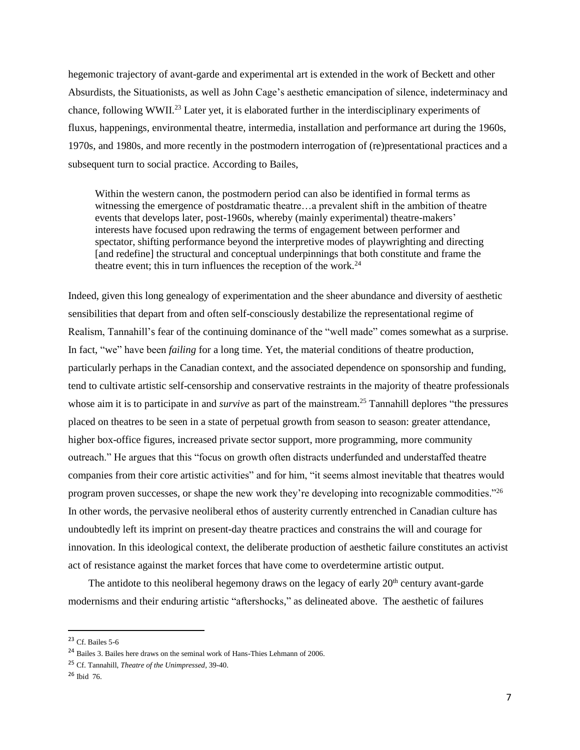hegemonic trajectory of avant-garde and experimental art is extended in the work of Beckett and other Absurdists, the Situationists, as well as John Cage's aesthetic emancipation of silence, indeterminacy and chance, following WWII.[23] Later yet, it is elaborated further in the interdisciplinary experiments of fluxus, happenings, environmental theatre, intermedia, installation and performance art during the 1960s, 1970s, and 1980s, and more recently in the postmodern interrogation of (re)presentational practices and a subsequent turn to social practice. According to Bailes,

> Within the western canon, the postmodern period can also be identified in formal terms as witnessing the emergence of postdramatic theatre…a prevalent shift in the ambition of theatre events that develops later, post-1960s, whereby (mainly experimental) theatre-makers' interests have focused upon redrawing the terms of engagement between performer and spectator, shifting performance beyond the interpretive modes of playwrighting and directing [and redefine] the structural and conceptual underpinnings that both constitute and frame the theatre event; this in turn influences the reception of the work.[24]

Indeed, given this long genealogy of experimentation and the sheer abundance and diversity of aesthetic sensibilities that depart from and often self-consciously destabilize the representational regime of Realism, Tannahill's fear of the continuing dominance of the "well made" comes somewhat as a surprise. In fact, "we" have been *failing* for a long time. Yet, the material conditions of theatre production, particularly perhaps in the Canadian context, and the associated dependence on sponsorship and funding, tend to cultivate artistic self-censorship and conservative restraints in the majority of theatre professionals whose aim it is to participate in and *survive* as part of the mainstream.[25] Tannahill deplores "the pressures placed on theatres to be seen in a state of perpetual growth from season to season: greater attendance, higher box-office figures, increased private sector support, more programming, more community outreach." He argues that this "focus on growth often distracts underfunded and understaffed theatre companies from their core artistic activities" and for him, "it seems almost inevitable that theatres would program proven successes, or shape the new work they're developing into recognizable commodities."[26] In other words, the pervasive neoliberal ethos of austerity currently entrenched in Canadian culture has undoubtedly left its imprint on present-day theatre practices and constrains the will and courage for innovation. In this ideological context, the deliberate production of aesthetic failure constitutes an activist act of resistance against the market forces that have come to overdetermine artistic output.

The antidote to this neoliberal hegemony draws on the legacy of early 20th century avant-garde modernisms and their enduring artistic "aftershocks," as delineated above. The aesthetic of failures

---

[23] Cf. Bailes 5-6

[24] Bailes 3. Bailes here draws on the seminal work of Hans-Thies Lehmann of 2006.

[25] Cf. Tannahill, *Theatre of the Unimpressed*, 39-40.

[26] Ibid 76.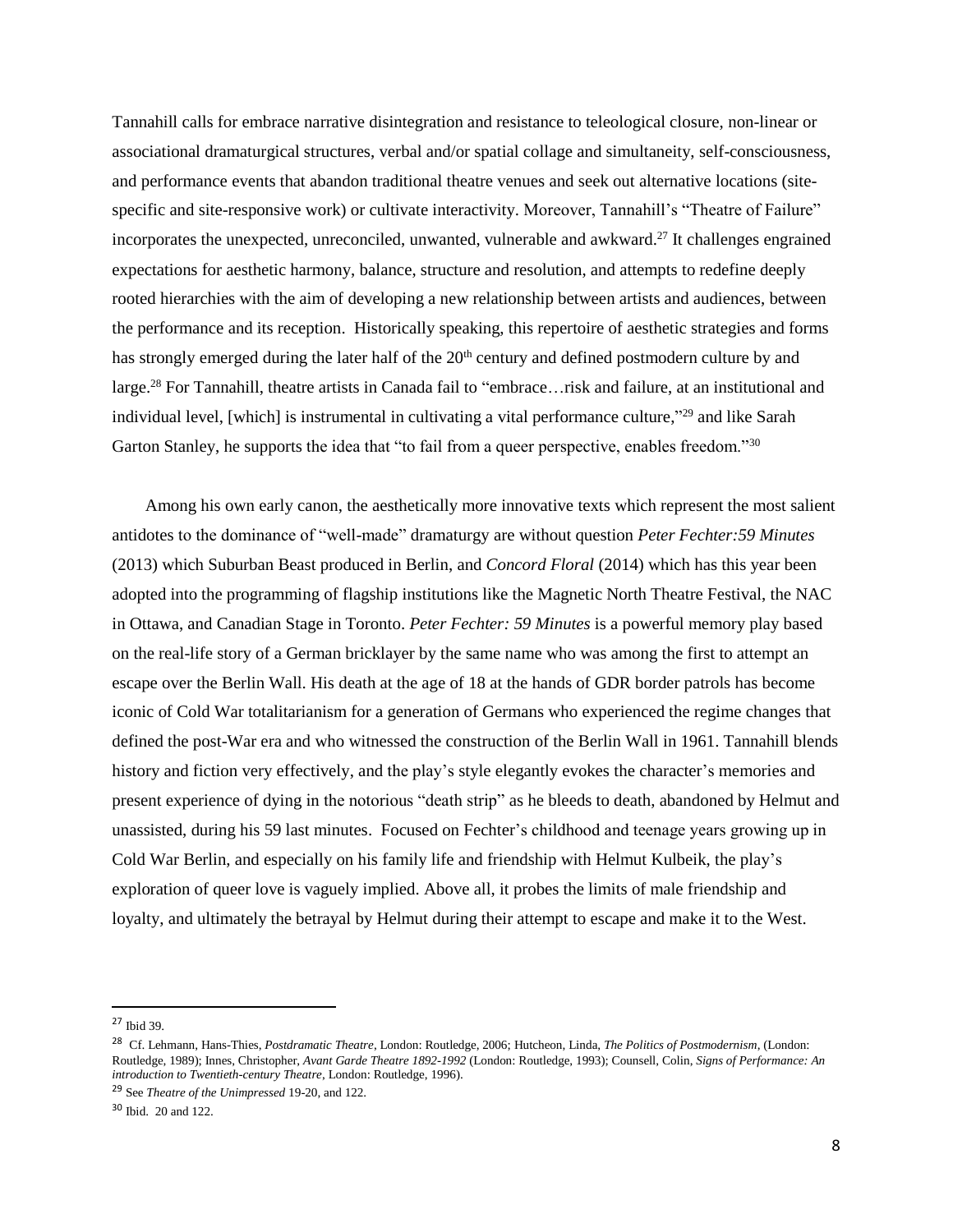Tannahill calls for embrace narrative disintegration and resistance to teleological closure, non-linear or associational dramaturgical structures, verbal and/or spatial collage and simultaneity, self-consciousness, and performance events that abandon traditional theatre venues and seek out alternative locations (site-specific and site-responsive work) or cultivate interactivity. Moreover, Tannahill's "Theatre of Failure" incorporates the unexpected, unreconciled, unwanted, vulnerable and awkward.[27] It challenges engrained expectations for aesthetic harmony, balance, structure and resolution, and attempts to redefine deeply rooted hierarchies with the aim of developing a new relationship between artists and audiences, between the performance and its reception. Historically speaking, this repertoire of aesthetic strategies and forms has strongly emerged during the later half of the 20th century and defined postmodern culture by and large.[28] For Tannahill, theatre artists in Canada fail to "embrace…risk and failure, at an institutional and individual level, [which] is instrumental in cultivating a vital performance culture,"[29] and like Sarah Garton Stanley, he supports the idea that "to fail from a queer perspective, enables freedom."[30]

Among his own early canon, the aesthetically more innovative texts which represent the most salient antidotes to the dominance of "well-made" dramaturgy are without question *Peter Fechter:59 Minutes* (2013) which Suburban Beast produced in Berlin, and *Concord Floral* (2014) which has this year been adopted into the programming of flagship institutions like the Magnetic North Theatre Festival, the NAC in Ottawa, and Canadian Stage in Toronto. *Peter Fechter: 59 Minutes* is a powerful memory play based on the real-life story of a German bricklayer by the same name who was among the first to attempt an escape over the Berlin Wall. His death at the age of 18 at the hands of GDR border patrols has become iconic of Cold War totalitarianism for a generation of Germans who experienced the regime changes that defined the post-War era and who witnessed the construction of the Berlin Wall in 1961. Tannahill blends history and fiction very effectively, and the play's style elegantly evokes the character's memories and present experience of dying in the notorious "death strip" as he bleeds to death, abandoned by Helmut and unassisted, during his 59 last minutes. Focused on Fechter's childhood and teenage years growing up in Cold War Berlin, and especially on his family life and friendship with Helmut Kulbeik, the play's exploration of queer love is vaguely implied. Above all, it probes the limits of male friendship and loyalty, and ultimately the betrayal by Helmut during their attempt to escape and make it to the West.

---

[27] Ibid 39.

[28] Cf. Lehmann, Hans-Thies, *Postdramatic Theatre*, London: Routledge, 2006; Hutcheon, Linda, *The Politics of Postmodernism*, (London: Routledge, 1989); Innes, Christopher, *Avant Garde Theatre 1892-1992* (London: Routledge, 1993); Counsell, Colin, *Signs of Performance: An introduction to Twentieth-century Theatre*, London: Routledge, 1996).

[29] See *Theatre of the Unimpressed* 19-20, and 122.

[30] Ibid. 20 and 122.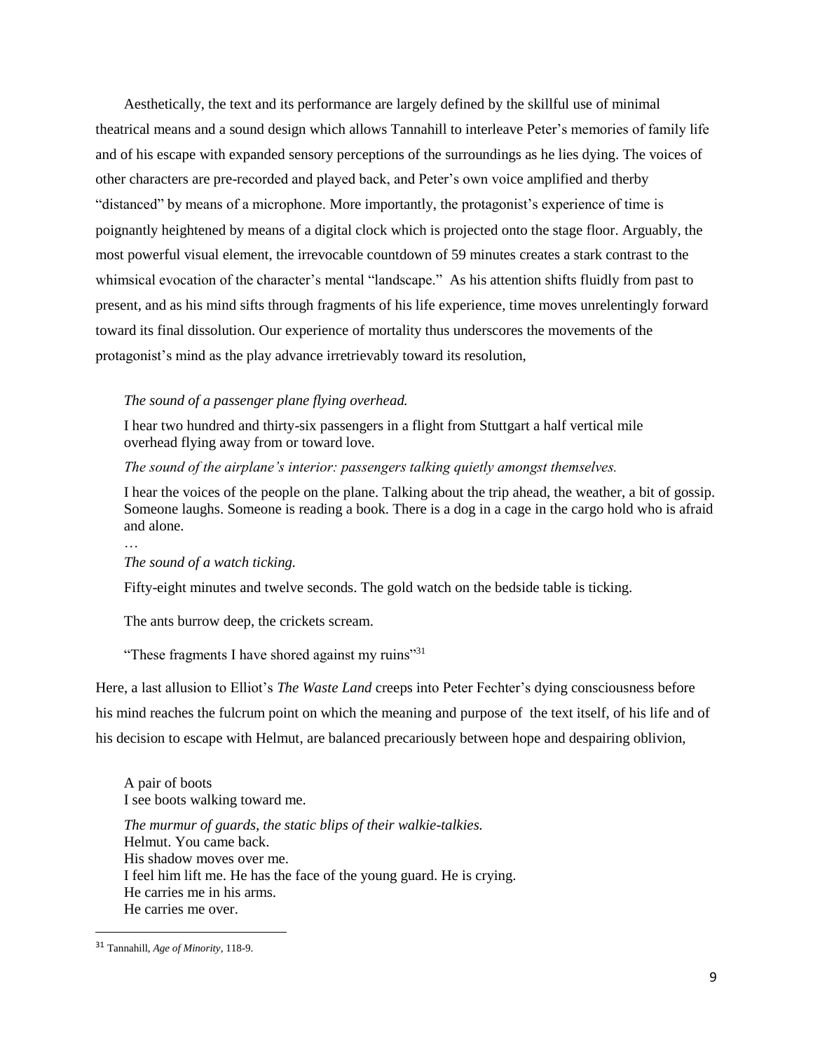Aesthetically, the text and its performance are largely defined by the skillful use of minimal theatrical means and a sound design which allows Tannahill to interleave Peter's memories of family life and of his escape with expanded sensory perceptions of the surroundings as he lies dying. The voices of other characters are pre-recorded and played back, and Peter's own voice amplified and therby "distanced" by means of a microphone. More importantly, the protagonist's experience of time is poignantly heightened by means of a digital clock which is projected onto the stage floor. Arguably, the most powerful visual element, the irrevocable countdown of 59 minutes creates a stark contrast to the whimsical evocation of the character's mental "landscape." As his attention shifts fluidly from past to present, and as his mind sifts through fragments of his life experience, time moves unrelentingly forward toward its final dissolution. Our experience of mortality thus underscores the movements of the protagonist's mind as the play advance irretrievably toward its resolution,

> *The sound of a passenger plane flying overhead.*
>
> I hear two hundred and thirty-six passengers in a flight from Stuttgart a half vertical mile overhead flying away from or toward love.
>
> *The sound of the airplane's interior: passengers talking quietly amongst themselves.*
>
> I hear the voices of the people on the plane. Talking about the trip ahead, the weather, a bit of gossip. Someone laughs. Someone is reading a book. There is a dog in a cage in the cargo hold who is afraid and alone.
>
> …
>
> *The sound of a watch ticking.*
>
> Fifty-eight minutes and twelve seconds. The gold watch on the bedside table is ticking.
>
> The ants burrow deep, the crickets scream.
>
> "These fragments I have shored against my ruins"[31]

Here, a last allusion to Elliot's *The Waste Land* creeps into Peter Fechter's dying consciousness before his mind reaches the fulcrum point on which the meaning and purpose of the text itself, of his life and of his decision to escape with Helmut, are balanced precariously between hope and despairing oblivion,

> A pair of boots
> I see boots walking toward me.
>
> *The murmur of guards, the static blips of their walkie-talkies.*
> Helmut. You came back.
> His shadow moves over me.
> I feel him lift me. He has the face of the young guard. He is crying.
> He carries me in his arms.
> He carries me over.

---

[31] Tannahill, *Age of Minority*, 118-9.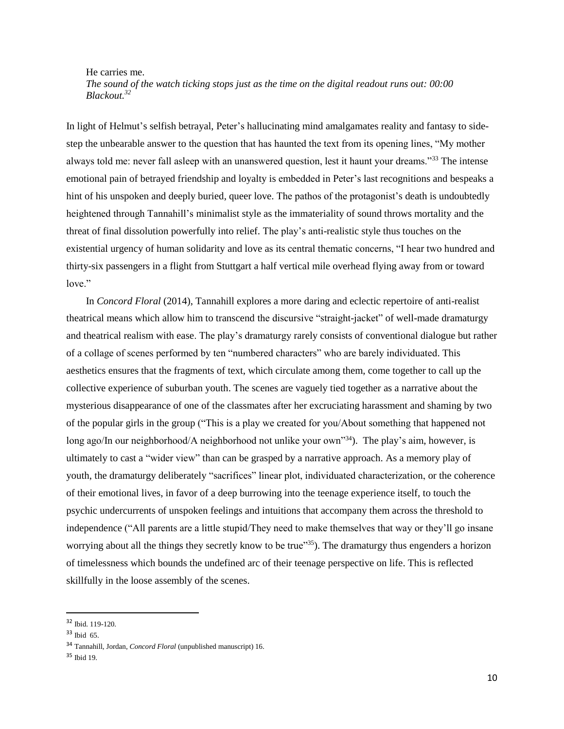He carries me.  
*The sound of the watch ticking stops just as the time on the digital readout runs out: 00:00*  
*Blackout.*[32]

In light of Helmut's selfish betrayal, Peter's hallucinating mind amalgamates reality and fantasy to side-step the unbearable answer to the question that has haunted the text from its opening lines, "My mother always told me: never fall asleep with an unanswered question, lest it haunt your dreams."[33] The intense emotional pain of betrayed friendship and loyalty is embedded in Peter's last recognitions and bespeaks a hint of his unspoken and deeply buried, queer love. The pathos of the protagonist's death is undoubtedly heightened through Tannahill's minimalist style as the immateriality of sound throws mortality and the threat of final dissolution powerfully into relief. The play's anti-realistic style thus touches on the existential urgency of human solidarity and love as its central thematic concerns, "I hear two hundred and thirty-six passengers in a flight from Stuttgart a half vertical mile overhead flying away from or toward love."

In *Concord Floral* (2014), Tannahill explores a more daring and eclectic repertoire of anti-realist theatrical means which allow him to transcend the discursive "straight-jacket" of well-made dramaturgy and theatrical realism with ease. The play's dramaturgy rarely consists of conventional dialogue but rather of a collage of scenes performed by ten "numbered characters" who are barely individuated. This aesthetics ensures that the fragments of text, which circulate among them, come together to call up the collective experience of suburban youth. The scenes are vaguely tied together as a narrative about the mysterious disappearance of one of the classmates after her excruciating harassment and shaming by two of the popular girls in the group ("This is a play we created for you/About something that happened not long ago/In our neighborhood/A neighborhood not unlike your own"[34]). The play's aim, however, is ultimately to cast a "wider view" than can be grasped by a narrative approach. As a memory play of youth, the dramaturgy deliberately "sacrifices" linear plot, individuated characterization, or the coherence of their emotional lives, in favor of a deep burrowing into the teenage experience itself, to touch the psychic undercurrents of unspoken feelings and intuitions that accompany them across the threshold to independence ("All parents are a little stupid/They need to make themselves that way or they'll go insane worrying about all the things they secretly know to be true"[35]). The dramaturgy thus engenders a horizon of timelessness which bounds the undefined arc of their teenage perspective on life. This is reflected skillfully in the loose assembly of the scenes.

---

[32] Ibid. 119-120.

[33] Ibid 65.

[34] Tannahill, Jordan, *Concord Floral* (unpublished manuscript) 16.

[35] Ibid 19.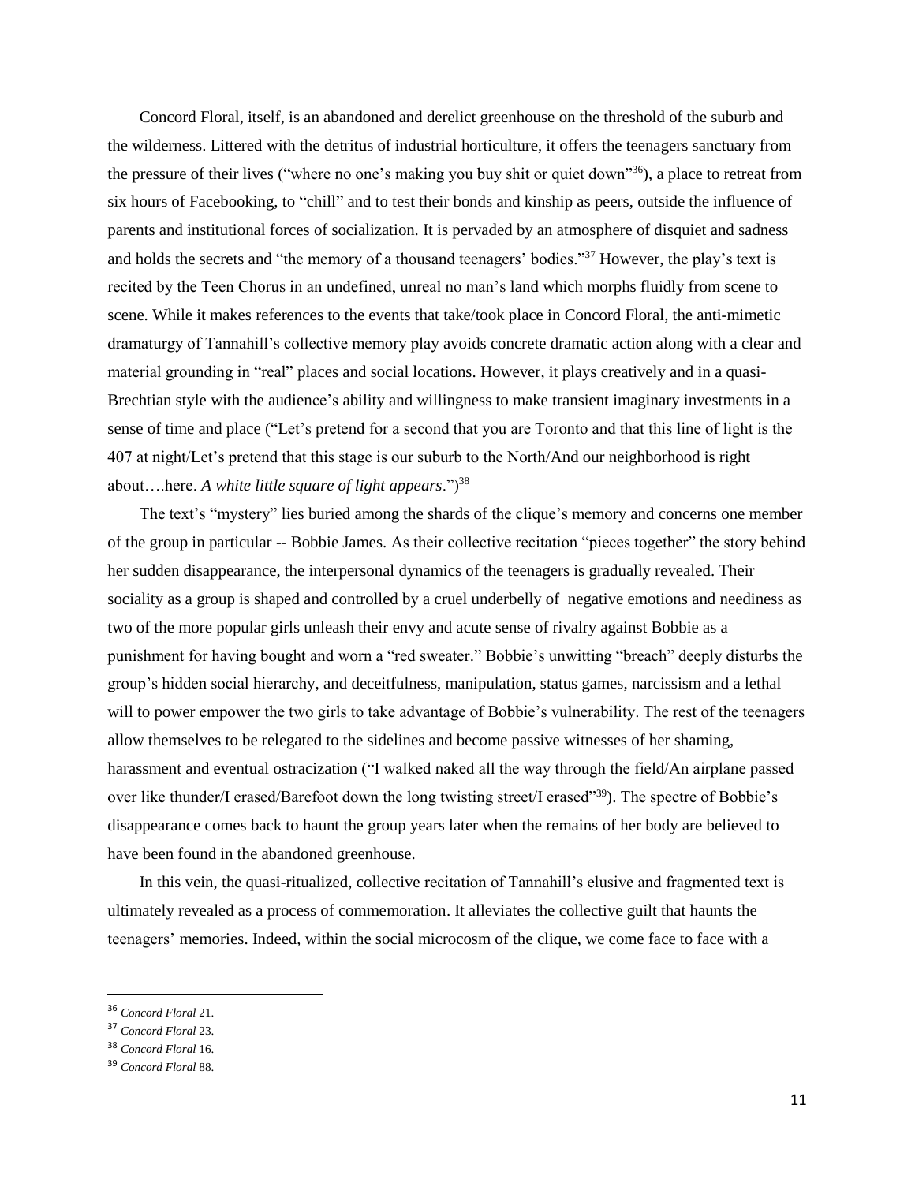Concord Floral, itself, is an abandoned and derelict greenhouse on the threshold of the suburb and the wilderness. Littered with the detritus of industrial horticulture, it offers the teenagers sanctuary from the pressure of their lives ("where no one's making you buy shit or quiet down"[36]), a place to retreat from six hours of Facebooking, to "chill" and to test their bonds and kinship as peers, outside the influence of parents and institutional forces of socialization. It is pervaded by an atmosphere of disquiet and sadness and holds the secrets and "the memory of a thousand teenagers' bodies."[37] However, the play's text is recited by the Teen Chorus in an undefined, unreal no man's land which morphs fluidly from scene to scene. While it makes references to the events that take/took place in Concord Floral, the anti-mimetic dramaturgy of Tannahill's collective memory play avoids concrete dramatic action along with a clear and material grounding in "real" places and social locations. However, it plays creatively and in a quasi-Brechtian style with the audience's ability and willingness to make transient imaginary investments in a sense of time and place ("Let's pretend for a second that you are Toronto and that this line of light is the 407 at night/Let's pretend that this stage is our suburb to the North/And our neighborhood is right about….here. *A white little square of light appears*.")[38]

The text's "mystery" lies buried among the shards of the clique's memory and concerns one member of the group in particular -- Bobbie James. As their collective recitation "pieces together" the story behind her sudden disappearance, the interpersonal dynamics of the teenagers is gradually revealed. Their sociality as a group is shaped and controlled by a cruel underbelly of negative emotions and neediness as two of the more popular girls unleash their envy and acute sense of rivalry against Bobbie as a punishment for having bought and worn a "red sweater." Bobbie's unwitting "breach" deeply disturbs the group's hidden social hierarchy, and deceitfulness, manipulation, status games, narcissism and a lethal will to power empower the two girls to take advantage of Bobbie's vulnerability. The rest of the teenagers allow themselves to be relegated to the sidelines and become passive witnesses of her shaming, harassment and eventual ostracization ("I walked naked all the way through the field/An airplane passed over like thunder/I erased/Barefoot down the long twisting street/I erased"[39]). The spectre of Bobbie's disappearance comes back to haunt the group years later when the remains of her body are believed to have been found in the abandoned greenhouse.

In this vein, the quasi-ritualized, collective recitation of Tannahill's elusive and fragmented text is ultimately revealed as a process of commemoration. It alleviates the collective guilt that haunts the teenagers' memories. Indeed, within the social microcosm of the clique, we come face to face with a

---

[36] *Concord Floral* 21.

[37] *Concord Floral* 23.

[38] *Concord Floral* 16.

[39] *Concord Floral* 88.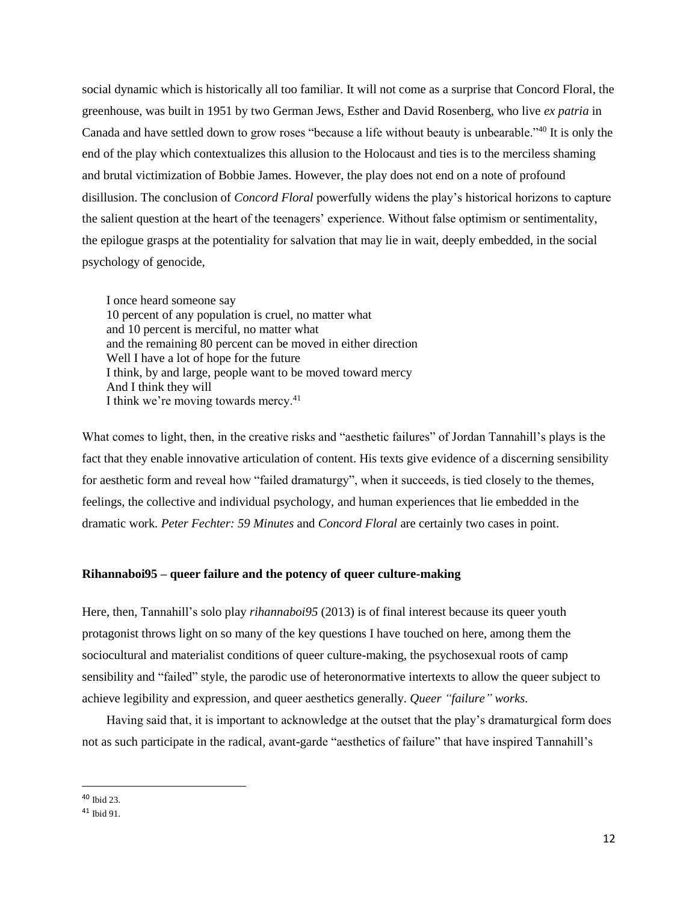social dynamic which is historically all too familiar. It will not come as a surprise that Concord Floral, the greenhouse, was built in 1951 by two German Jews, Esther and David Rosenberg, who live *ex patria* in Canada and have settled down to grow roses "because a life without beauty is unbearable."[40] It is only the end of the play which contextualizes this allusion to the Holocaust and ties is to the merciless shaming and brutal victimization of Bobbie James. However, the play does not end on a note of profound disillusion. The conclusion of *Concord Floral* powerfully widens the play's historical horizons to capture the salient question at the heart of the teenagers' experience. Without false optimism or sentimentality, the epilogue grasps at the potentiality for salvation that may lie in wait, deeply embedded, in the social psychology of genocide,

> I once heard someone say
> 10 percent of any population is cruel, no matter what
> and 10 percent is merciful, no matter what
> and the remaining 80 percent can be moved in either direction
> Well I have a lot of hope for the future
> I think, by and large, people want to be moved toward mercy
> And I think they will
> I think we're moving towards mercy.[41]

What comes to light, then, in the creative risks and "aesthetic failures" of Jordan Tannahill's plays is the fact that they enable innovative articulation of content. His texts give evidence of a discerning sensibility for aesthetic form and reveal how "failed dramaturgy", when it succeeds, is tied closely to the themes, feelings, the collective and individual psychology, and human experiences that lie embedded in the dramatic work. *Peter Fechter: 59 Minutes* and *Concord Floral* are certainly two cases in point.

**Rihannaboi95 – queer failure and the potency of queer culture-making**

Here, then, Tannahill's solo play *rihannaboi95* (2013) is of final interest because its queer youth protagonist throws light on so many of the key questions I have touched on here, among them the sociocultural and materialist conditions of queer culture-making, the psychosexual roots of camp sensibility and "failed" style, the parodic use of heteronormative intertexts to allow the queer subject to achieve legibility and expression, and queer aesthetics generally. *Queer "failure" works.*

Having said that, it is important to acknowledge at the outset that the play's dramaturgical form does not as such participate in the radical, avant-garde "aesthetics of failure" that have inspired Tannahill's

[40] Ibid 23.

[41] Ibid 91.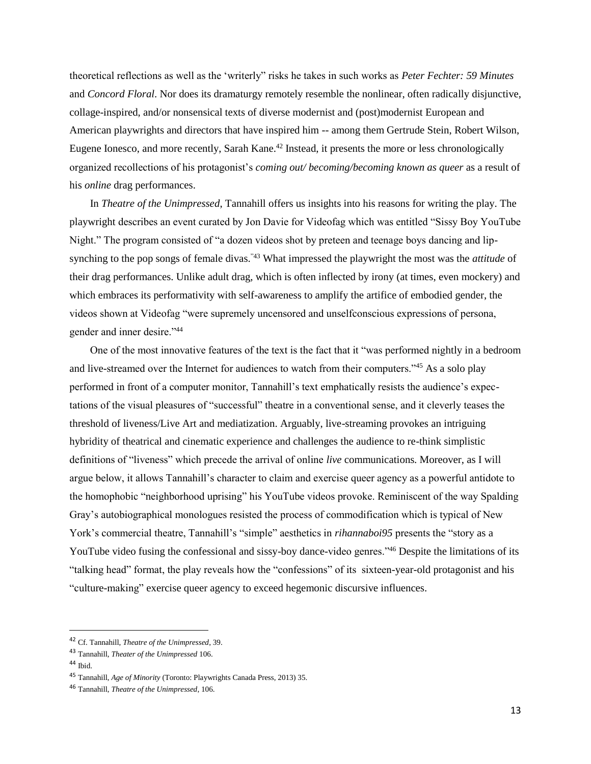theoretical reflections as well as the 'writerly" risks he takes in such works as *Peter Fechter: 59 Minutes* and *Concord Floral*. Nor does its dramaturgy remotely resemble the nonlinear, often radically disjunctive, collage-inspired, and/or nonsensical texts of diverse modernist and (post)modernist European and American playwrights and directors that have inspired him -- among them Gertrude Stein, Robert Wilson, Eugene Ionesco, and more recently, Sarah Kane.[42] Instead, it presents the more or less chronologically organized recollections of his protagonist's *coming out/ becoming/becoming known as queer* as a result of his *online* drag performances.

In *Theatre of the Unimpressed*, Tannahill offers us insights into his reasons for writing the play. The playwright describes an event curated by Jon Davie for Videofag which was entitled "Sissy Boy YouTube Night." The program consisted of "a dozen videos shot by preteen and teenage boys dancing and lip-synching to the pop songs of female divas."[43] What impressed the playwright the most was the *attitude* of their drag performances. Unlike adult drag, which is often inflected by irony (at times, even mockery) and which embraces its performativity with self-awareness to amplify the artifice of embodied gender, the videos shown at Videofag "were supremely uncensored and unselfconscious expressions of persona, gender and inner desire."[44]

One of the most innovative features of the text is the fact that it "was performed nightly in a bedroom and live-streamed over the Internet for audiences to watch from their computers."[45] As a solo play performed in front of a computer monitor, Tannahill's text emphatically resists the audience's expectations of the visual pleasures of "successful" theatre in a conventional sense, and it cleverly teases the threshold of liveness/Live Art and mediatization. Arguably, live-streaming provokes an intriguing hybridity of theatrical and cinematic experience and challenges the audience to re-think simplistic definitions of "liveness" which precede the arrival of online *live* communications. Moreover, as I will argue below, it allows Tannahill's character to claim and exercise queer agency as a powerful antidote to the homophobic "neighborhood uprising" his YouTube videos provoke. Reminiscent of the way Spalding Gray's autobiographical monologues resisted the process of commodification which is typical of New York's commercial theatre, Tannahill's "simple" aesthetics in *rihannaboi95* presents the "story as a YouTube video fusing the confessional and sissy-boy dance-video genres."[46] Despite the limitations of its "talking head" format, the play reveals how the "confessions" of its sixteen-year-old protagonist and his "culture-making" exercise queer agency to exceed hegemonic discursive influences.

---

[42] Cf. Tannahill, *Theatre of the Unimpressed*, 39.

[43] Tannahill, *Theater of the Unimpressed* 106.

[44] Ibid.

[45] Tannahill, *Age of Minority* (Toronto: Playwrights Canada Press, 2013) 35.

[46] Tannahill, *Theatre of the Unimpressed*, 106.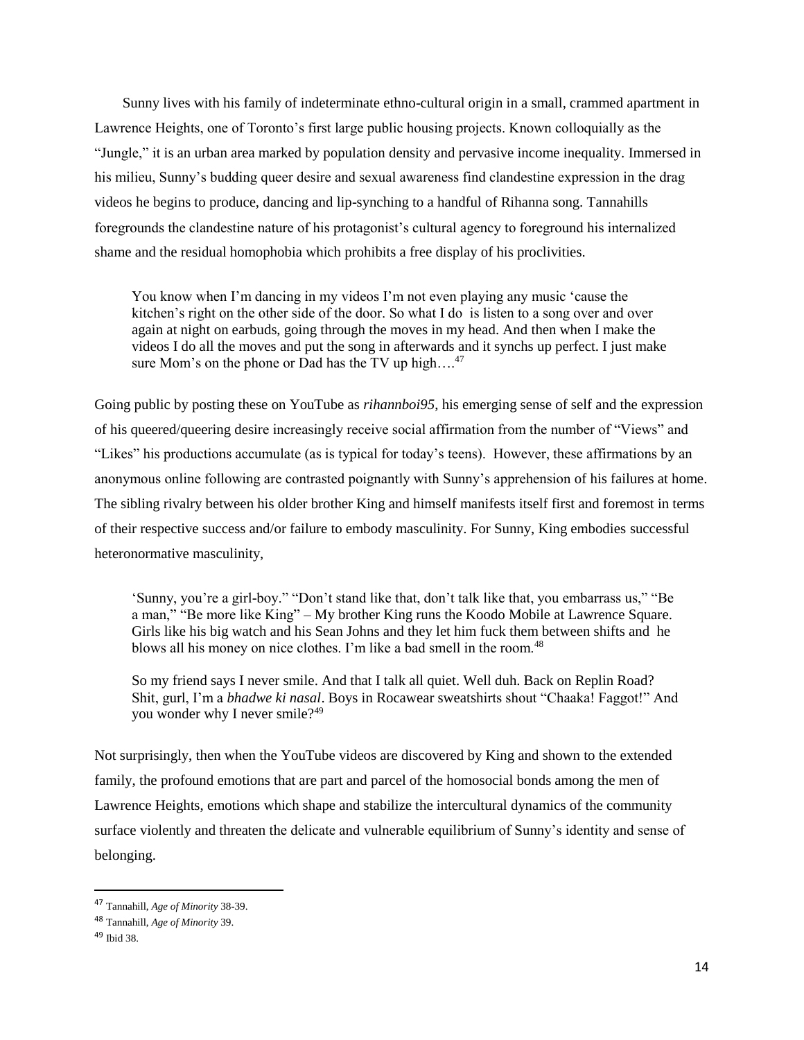Sunny lives with his family of indeterminate ethno-cultural origin in a small, crammed apartment in Lawrence Heights, one of Toronto's first large public housing projects. Known colloquially as the "Jungle," it is an urban area marked by population density and pervasive income inequality. Immersed in his milieu, Sunny's budding queer desire and sexual awareness find clandestine expression in the drag videos he begins to produce, dancing and lip-synching to a handful of Rihanna song. Tannahills foregrounds the clandestine nature of his protagonist's cultural agency to foreground his internalized shame and the residual homophobia which prohibits a free display of his proclivities.

> You know when I'm dancing in my videos I'm not even playing any music 'cause the kitchen's right on the other side of the door. So what I do is listen to a song over and over again at night on earbuds, going through the moves in my head. And then when I make the videos I do all the moves and put the song in afterwards and it synchs up perfect. I just make sure Mom's on the phone or Dad has the TV up high….[47]

Going public by posting these on YouTube as *rihannboi95*, his emerging sense of self and the expression of his queered/queering desire increasingly receive social affirmation from the number of "Views" and "Likes" his productions accumulate (as is typical for today's teens). However, these affirmations by an anonymous online following are contrasted poignantly with Sunny's apprehension of his failures at home. The sibling rivalry between his older brother King and himself manifests itself first and foremost in terms of their respective success and/or failure to embody masculinity. For Sunny, King embodies successful heteronormative masculinity,

> 'Sunny, you're a girl-boy." "Don't stand like that, don't talk like that, you embarrass us," "Be a man," "Be more like King" – My brother King runs the Koodo Mobile at Lawrence Square. Girls like his big watch and his Sean Johns and they let him fuck them between shifts and he blows all his money on nice clothes. I'm like a bad smell in the room.[48]

> So my friend says I never smile. And that I talk all quiet. Well duh. Back on Replin Road? Shit, gurl, I'm a *bhadwe ki nasal*. Boys in Rocawear sweatshirts shout "Chaaka! Faggot!" And you wonder why I never smile?[49]

Not surprisingly, then when the YouTube videos are discovered by King and shown to the extended family, the profound emotions that are part and parcel of the homosocial bonds among the men of Lawrence Heights, emotions which shape and stabilize the intercultural dynamics of the community surface violently and threaten the delicate and vulnerable equilibrium of Sunny's identity and sense of belonging.

---

[47] Tannahill, *Age of Minority* 38-39.

[48] Tannahill, *Age of Minority* 39.

[49] Ibid 38.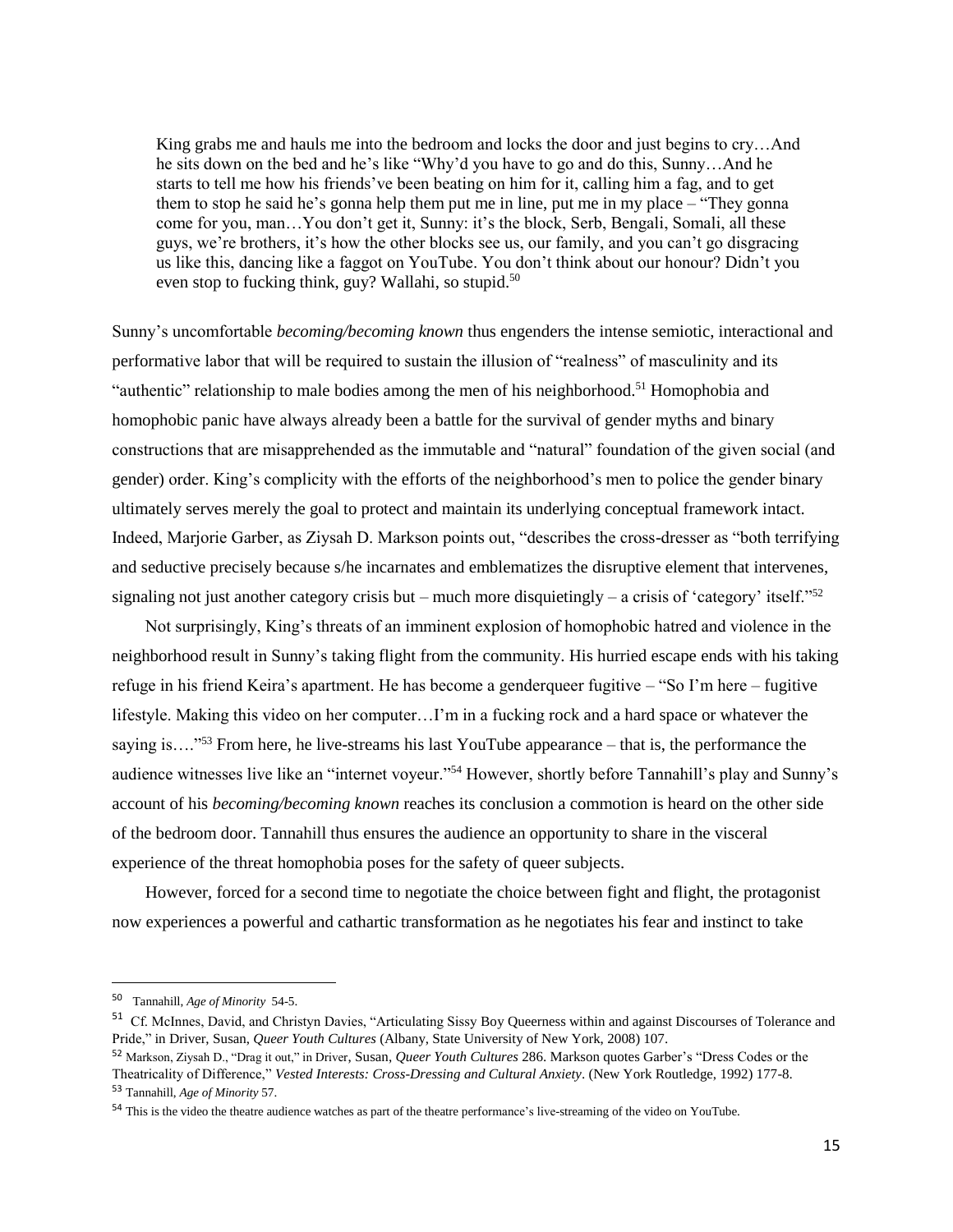> King grabs me and hauls me into the bedroom and locks the door and just begins to cry…And he sits down on the bed and he's like "Why'd you have to go and do this, Sunny…And he starts to tell me how his friends've been beating on him for it, calling him a fag, and to get them to stop he said he's gonna help them put me in line, put me in my place – "They gonna come for you, man…You don't get it, Sunny: it's the block, Serb, Bengali, Somali, all these guys, we're brothers, it's how the other blocks see us, our family, and you can't go disgracing us like this, dancing like a faggot on YouTube. You don't think about our honour? Didn't you even stop to fucking think, guy? Wallahi, so stupid.[50]

Sunny's uncomfortable *becoming/becoming known* thus engenders the intense semiotic, interactional and performative labor that will be required to sustain the illusion of "realness" of masculinity and its "authentic" relationship to male bodies among the men of his neighborhood.[51] Homophobia and homophobic panic have always already been a battle for the survival of gender myths and binary constructions that are misapprehended as the immutable and "natural" foundation of the given social (and gender) order. King's complicity with the efforts of the neighborhood's men to police the gender binary ultimately serves merely the goal to protect and maintain its underlying conceptual framework intact. Indeed, Marjorie Garber, as Ziysah D. Markson points out, "describes the cross-dresser as "both terrifying and seductive precisely because s/he incarnates and emblematizes the disruptive element that intervenes, signaling not just another category crisis but – much more disquietingly – a crisis of 'category' itself."[52]

Not surprisingly, King's threats of an imminent explosion of homophobic hatred and violence in the neighborhood result in Sunny's taking flight from the community. His hurried escape ends with his taking refuge in his friend Keira's apartment. He has become a genderqueer fugitive – "So I'm here – fugitive lifestyle. Making this video on her computer…I'm in a fucking rock and a hard space or whatever the saying is…."[53] From here, he live-streams his last YouTube appearance – that is, the performance the audience witnesses live like an "internet voyeur."[54] However, shortly before Tannahill's play and Sunny's account of his *becoming/becoming known* reaches its conclusion a commotion is heard on the other side of the bedroom door. Tannahill thus ensures the audience an opportunity to share in the visceral experience of the threat homophobia poses for the safety of queer subjects.

However, forced for a second time to negotiate the choice between fight and flight, the protagonist now experiences a powerful and cathartic transformation as he negotiates his fear and instinct to take

---

[50] Tannahill, *Age of Minority* 54-5.

[51] Cf. McInnes, David, and Christyn Davies, "Articulating Sissy Boy Queerness within and against Discourses of Tolerance and Pride," in Driver, Susan, *Queer Youth Cultures* (Albany, State University of New York, 2008) 107.

[52] Markson, Ziysah D., "Drag it out," in Driver, Susan, *Queer Youth Cultures* 286. Markson quotes Garber's "Dress Codes or the Theatricality of Difference," *Vested Interests: Cross-Dressing and Cultural Anxiety*. (New York Routledge, 1992) 177-8.

[53] Tannahill, *Age of Minority* 57.

[54] This is the video the theatre audience watches as part of the theatre performance's live-streaming of the video on YouTube.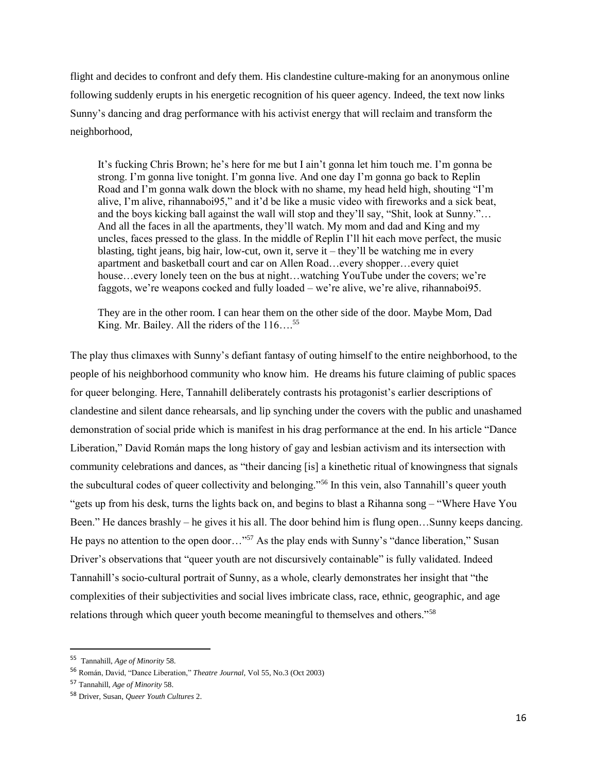flight and decides to confront and defy them. His clandestine culture-making for an anonymous online following suddenly erupts in his energetic recognition of his queer agency. Indeed, the text now links Sunny's dancing and drag performance with his activist energy that will reclaim and transform the neighborhood,

> It's fucking Chris Brown; he's here for me but I ain't gonna let him touch me. I'm gonna be strong. I'm gonna live tonight. I'm gonna live. And one day I'm gonna go back to Replin Road and I'm gonna walk down the block with no shame, my head held high, shouting "I'm alive, I'm alive, rihannaboi95," and it'd be like a music video with fireworks and a sick beat, and the boys kicking ball against the wall will stop and they'll say, "Shit, look at Sunny."… And all the faces in all the apartments, they'll watch. My mom and dad and King and my uncles, faces pressed to the glass. In the middle of Replin I'll hit each move perfect, the music blasting, tight jeans, big hair, low-cut, own it, serve it – they'll be watching me in every apartment and basketball court and car on Allen Road…every shopper…every quiet house…every lonely teen on the bus at night…watching YouTube under the covers; we're faggots, we're weapons cocked and fully loaded – we're alive, we're alive, rihannaboi95.
>
> They are in the other room. I can hear them on the other side of the door. Maybe Mom, Dad King. Mr. Bailey. All the riders of the 116….[55]

The play thus climaxes with Sunny's defiant fantasy of outing himself to the entire neighborhood, to the people of his neighborhood community who know him. He dreams his future claiming of public spaces for queer belonging. Here, Tannahill deliberately contrasts his protagonist's earlier descriptions of clandestine and silent dance rehearsals, and lip synching under the covers with the public and unashamed demonstration of social pride which is manifest in his drag performance at the end. In his article "Dance Liberation," David Román maps the long history of gay and lesbian activism and its intersection with community celebrations and dances, as "their dancing [is] a kinethetic ritual of knowingness that signals the subcultural codes of queer collectivity and belonging."[56] In this vein, also Tannahill's queer youth "gets up from his desk, turns the lights back on, and begins to blast a Rihanna song – "Where Have You Been." He dances brashly – he gives it his all. The door behind him is flung open…Sunny keeps dancing. He pays no attention to the open door…"[57] As the play ends with Sunny's "dance liberation," Susan Driver's observations that "queer youth are not discursively containable" is fully validated. Indeed Tannahill's socio-cultural portrait of Sunny, as a whole, clearly demonstrates her insight that "the complexities of their subjectivities and social lives imbricate class, race, ethnic, geographic, and age relations through which queer youth become meaningful to themselves and others."[58]

---

[55] Tannahill, *Age of Minority* 58.

[56] Román, David, "Dance Liberation," *Theatre Journal*, Vol 55, No.3 (Oct 2003)

[57] Tannahill, *Age of Minority* 58.

[58] Driver, Susan, *Queer Youth Cultures* 2.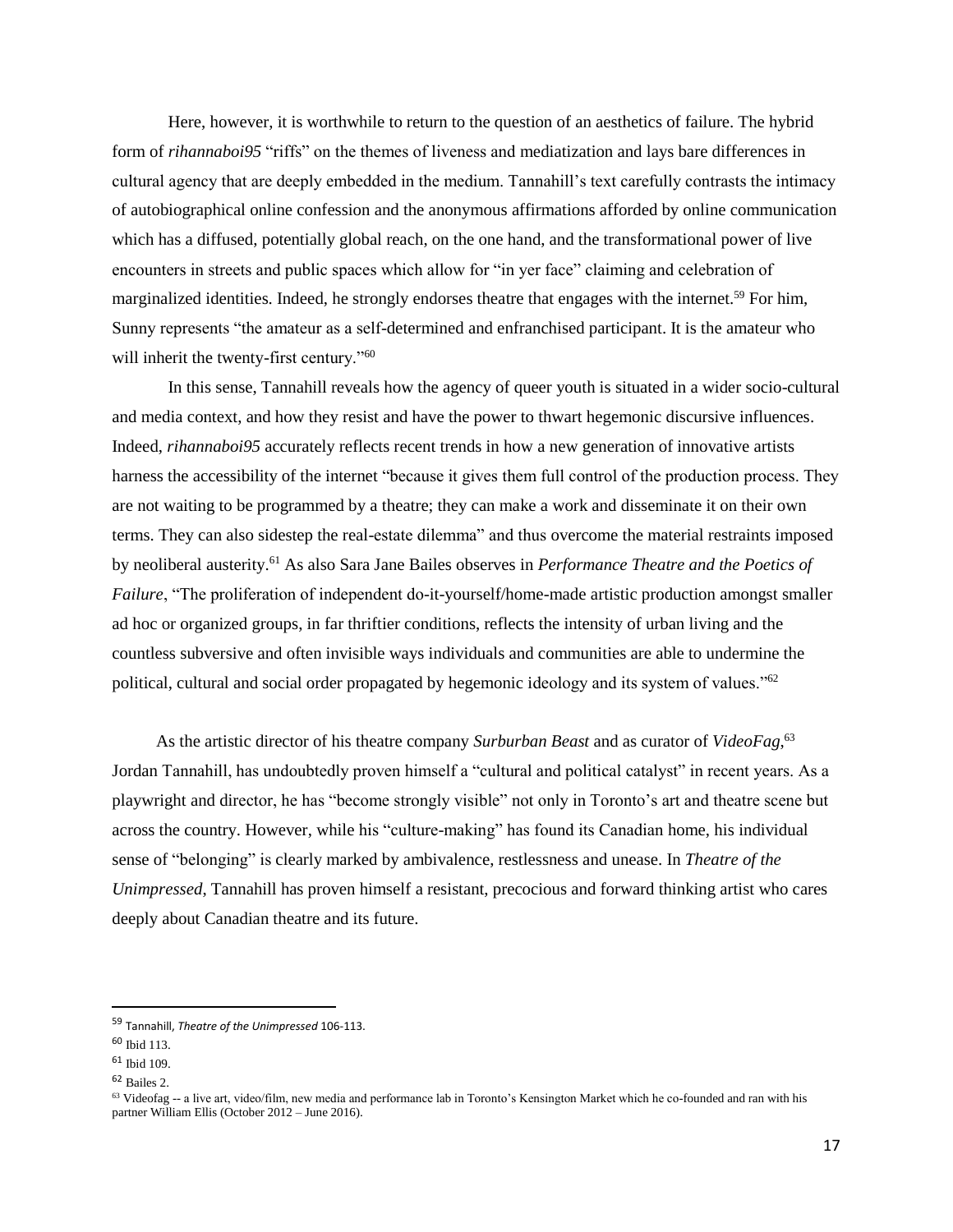Here, however, it is worthwhile to return to the question of an aesthetics of failure. The hybrid form of *rihannaboi95* "riffs" on the themes of liveness and mediatization and lays bare differences in cultural agency that are deeply embedded in the medium. Tannahill's text carefully contrasts the intimacy of autobiographical online confession and the anonymous affirmations afforded by online communication which has a diffused, potentially global reach, on the one hand, and the transformational power of live encounters in streets and public spaces which allow for "in yer face" claiming and celebration of marginalized identities. Indeed, he strongly endorses theatre that engages with the internet.[59] For him, Sunny represents "the amateur as a self-determined and enfranchised participant. It is the amateur who will inherit the twenty-first century."[60]

In this sense, Tannahill reveals how the agency of queer youth is situated in a wider socio-cultural and media context, and how they resist and have the power to thwart hegemonic discursive influences. Indeed, *rihannaboi95* accurately reflects recent trends in how a new generation of innovative artists harness the accessibility of the internet "because it gives them full control of the production process. They are not waiting to be programmed by a theatre; they can make a work and disseminate it on their own terms. They can also sidestep the real-estate dilemma" and thus overcome the material restraints imposed by neoliberal austerity.[61] As also Sara Jane Bailes observes in *Performance Theatre and the Poetics of Failure*, "The proliferation of independent do-it-yourself/home-made artistic production amongst smaller ad hoc or organized groups, in far thriftier conditions, reflects the intensity of urban living and the countless subversive and often invisible ways individuals and communities are able to undermine the political, cultural and social order propagated by hegemonic ideology and its system of values."[62]

As the artistic director of his theatre company *Surburban Beast* and as curator of *VideoFag*,[63] Jordan Tannahill, has undoubtedly proven himself a "cultural and political catalyst" in recent years. As a playwright and director, he has "become strongly visible" not only in Toronto's art and theatre scene but across the country. However, while his "culture-making" has found its Canadian home, his individual sense of "belonging" is clearly marked by ambivalence, restlessness and unease. In *Theatre of the Unimpressed*, Tannahill has proven himself a resistant, precocious and forward thinking artist who cares deeply about Canadian theatre and its future.

---

[59] Tannahill, *Theatre of the Unimpressed* 106-113.

[60] Ibid 113.

[61] Ibid 109.

[62] Bailes 2.

[63] Videofag -- a live art, video/film, new media and performance lab in Toronto's Kensington Market which he co-founded and ran with his partner William Ellis (October 2012 – June 2016).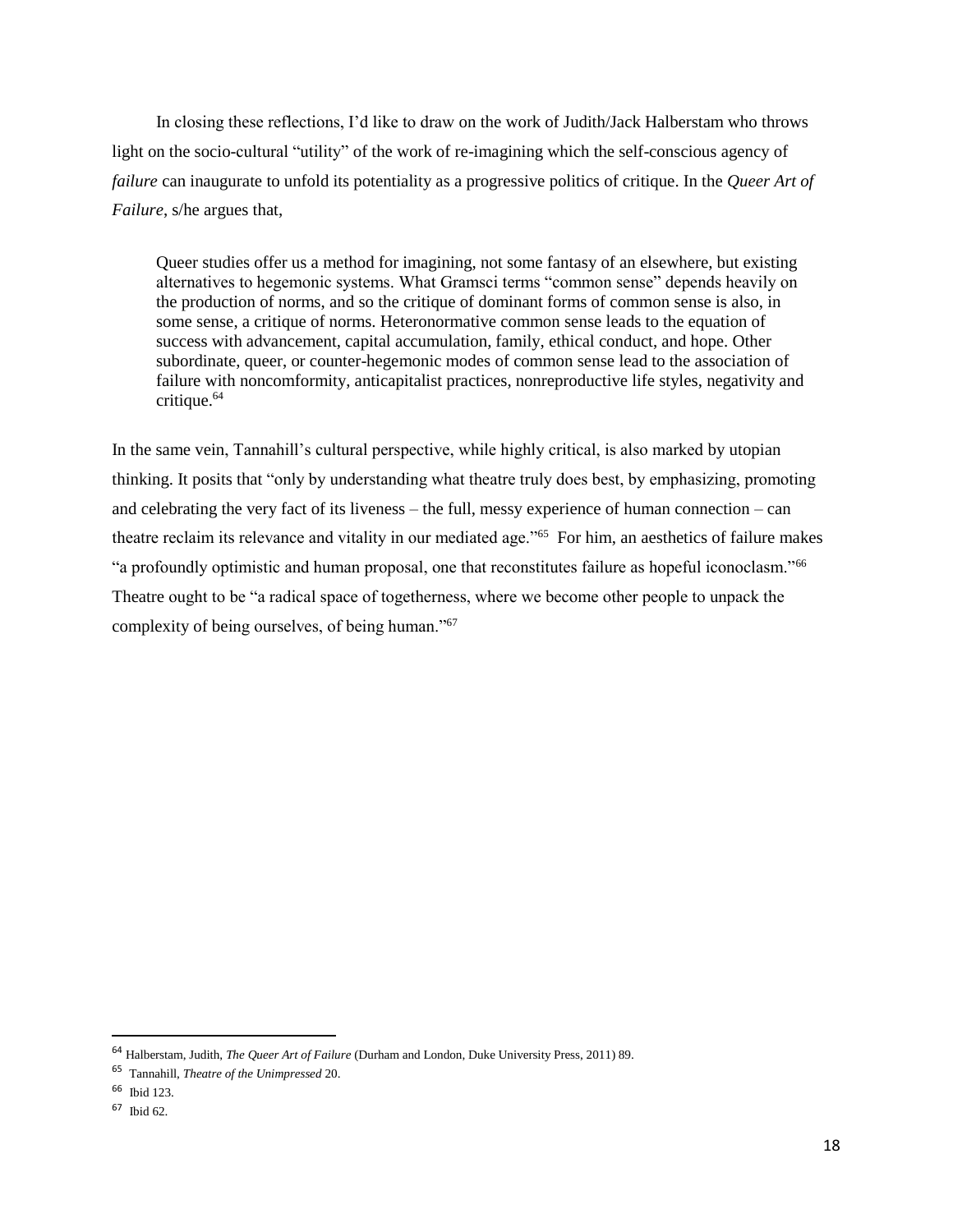In closing these reflections, I'd like to draw on the work of Judith/Jack Halberstam who throws light on the socio-cultural "utility" of the work of re-imagining which the self-conscious agency of *failure* can inaugurate to unfold its potentiality as a progressive politics of critique. In the *Queer Art of Failure*, s/he argues that,

> Queer studies offer us a method for imagining, not some fantasy of an elsewhere, but existing alternatives to hegemonic systems. What Gramsci terms "common sense" depends heavily on the production of norms, and so the critique of dominant forms of common sense is also, in some sense, a critique of norms. Heteronormative common sense leads to the equation of success with advancement, capital accumulation, family, ethical conduct, and hope. Other subordinate, queer, or counter-hegemonic modes of common sense lead to the association of failure with noncomformity, anticapitalist practices, nonreproductive life styles, negativity and critique.[64]

In the same vein, Tannahill's cultural perspective, while highly critical, is also marked by utopian thinking. It posits that "only by understanding what theatre truly does best, by emphasizing, promoting and celebrating the very fact of its liveness – the full, messy experience of human connection – can theatre reclaim its relevance and vitality in our mediated age."[65] For him, an aesthetics of failure makes "a profoundly optimistic and human proposal, one that reconstitutes failure as hopeful iconoclasm."[66] Theatre ought to be "a radical space of togetherness, where we become other people to unpack the complexity of being ourselves, of being human."[67]

---

[64] Halberstam, Judith, *The Queer Art of Failure* (Durham and London, Duke University Press, 2011) 89.

[65] Tannahill, *Theatre of the Unimpressed* 20.

[66] Ibid 123.

[67] Ibid 62.